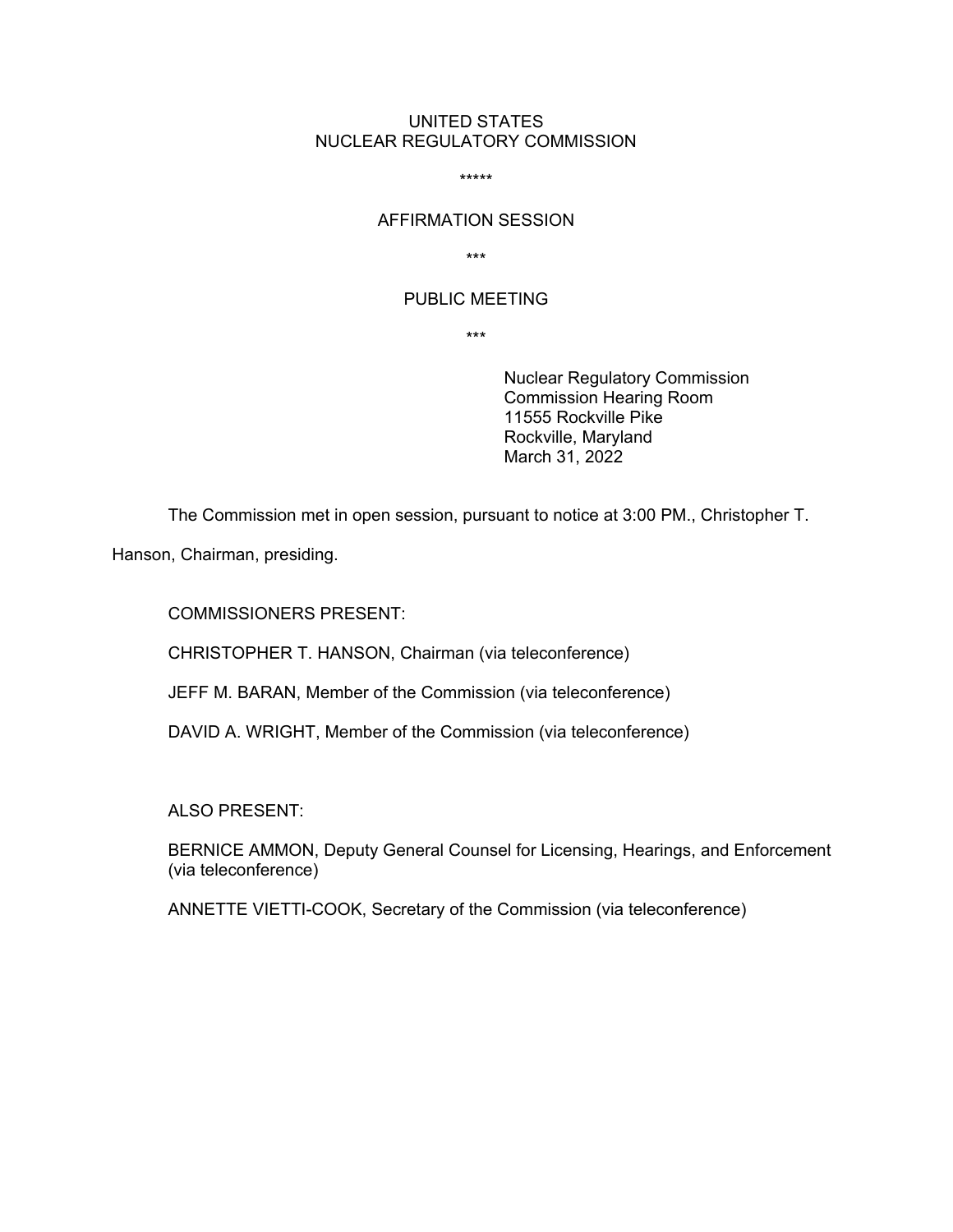# UNITED STATES
# NUCLEAR REGULATORY COMMISSION

*****

## AFFIRMATION SESSION

***

## PUBLIC MEETING

***

Nuclear Regulatory Commission
Commission Hearing Room
11555 Rockville Pike
Rockville, Maryland
March 31, 2022

The Commission met in open session, pursuant to notice at 3:00 PM., Christopher T. Hanson, Chairman, presiding.

COMMISSIONERS PRESENT:

CHRISTOPHER T. HANSON, Chairman (via teleconference)

JEFF M. BARAN, Member of the Commission (via teleconference)

DAVID A. WRIGHT, Member of the Commission (via teleconference)

ALSO PRESENT:

BERNICE AMMON, Deputy General Counsel for Licensing, Hearings, and Enforcement (via teleconference)

ANNETTE VIETTI-COOK, Secretary of the Commission (via teleconference)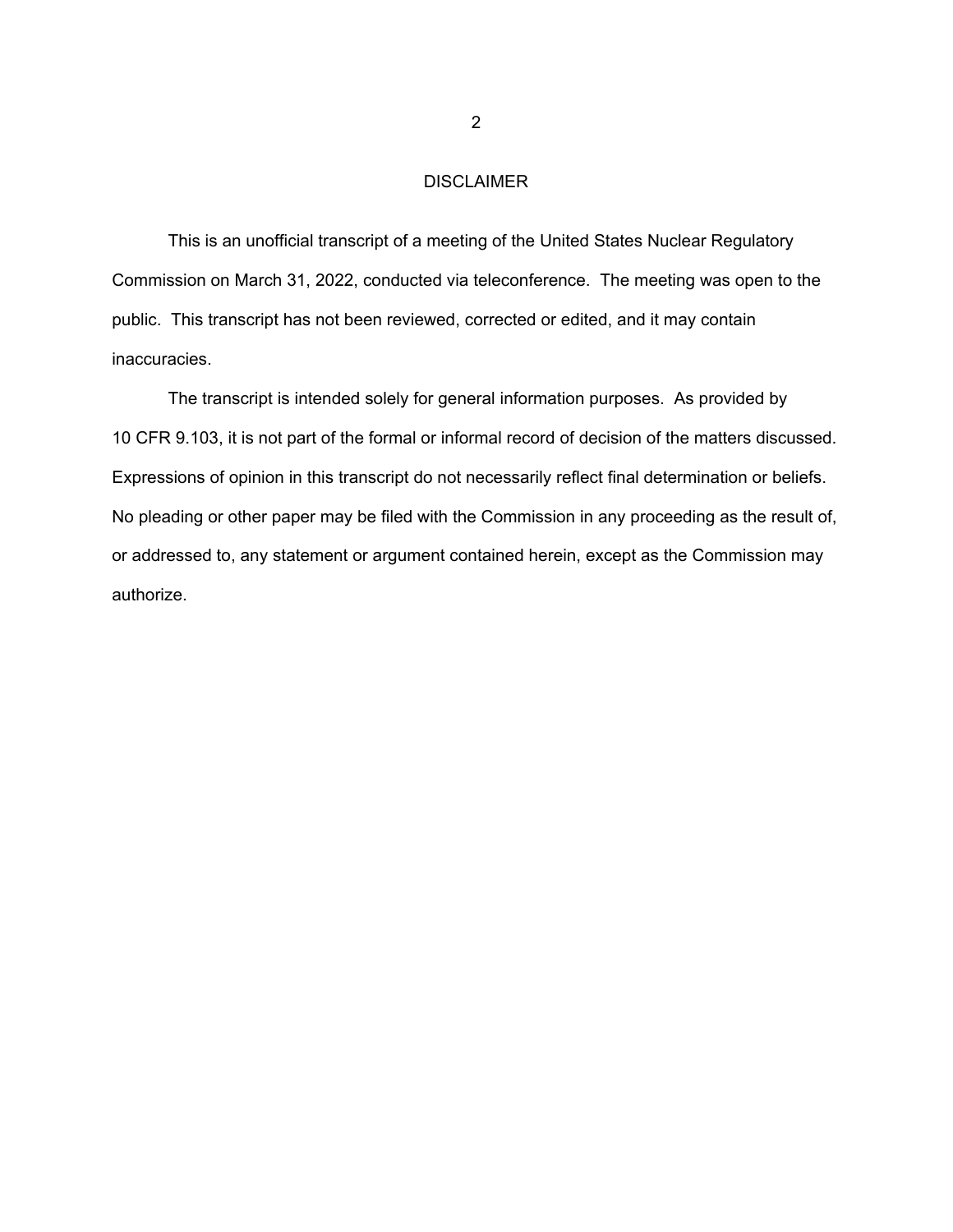## DISCLAIMER

This is an unofficial transcript of a meeting of the United States Nuclear Regulatory Commission on March 31, 2022, conducted via teleconference. The meeting was open to the public. This transcript has not been reviewed, corrected or edited, and it may contain inaccuracies.

The transcript is intended solely for general information purposes. As provided by 10 CFR 9.103, it is not part of the formal or informal record of decision of the matters discussed. Expressions of opinion in this transcript do not necessarily reflect final determination or beliefs. No pleading or other paper may be filed with the Commission in any proceeding as the result of, or addressed to, any statement or argument contained herein, except as the Commission may authorize.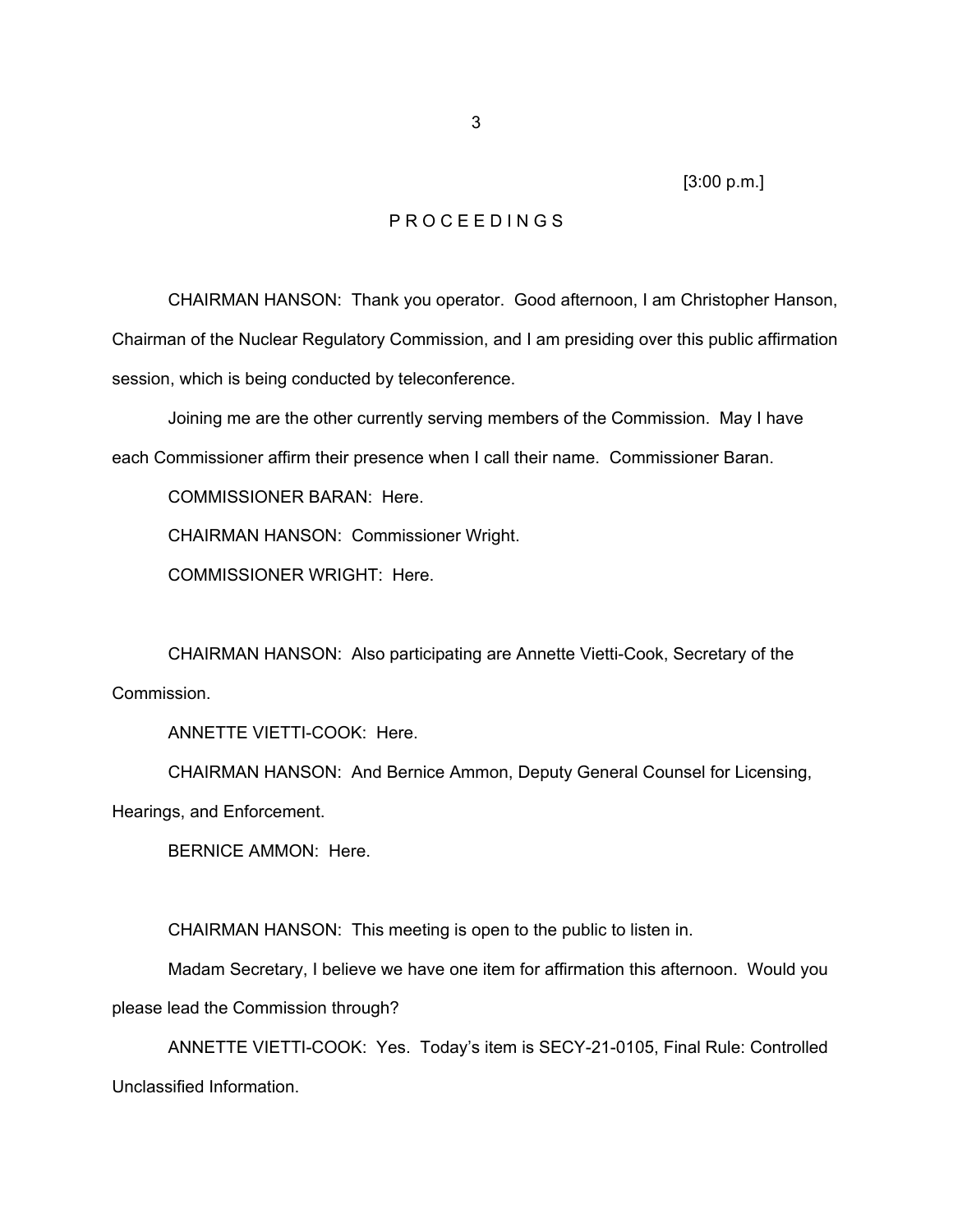[3:00 p.m.]

P R O C E E D I N G S

CHAIRMAN HANSON: Thank you operator. Good afternoon, I am Christopher Hanson, Chairman of the Nuclear Regulatory Commission, and I am presiding over this public affirmation session, which is being conducted by teleconference.

Joining me are the other currently serving members of the Commission. May I have each Commissioner affirm their presence when I call their name. Commissioner Baran.

COMMISSIONER BARAN: Here.

CHAIRMAN HANSON: Commissioner Wright.

COMMISSIONER WRIGHT: Here.

CHAIRMAN HANSON: Also participating are Annette Vietti-Cook, Secretary of the Commission.

ANNETTE VIETTI-COOK: Here.

CHAIRMAN HANSON: And Bernice Ammon, Deputy General Counsel for Licensing, Hearings, and Enforcement.

BERNICE AMMON: Here.

CHAIRMAN HANSON: This meeting is open to the public to listen in.

Madam Secretary, I believe we have one item for affirmation this afternoon. Would you please lead the Commission through?

ANNETTE VIETTI-COOK: Yes. Today's item is SECY-21-0105, Final Rule: Controlled Unclassified Information.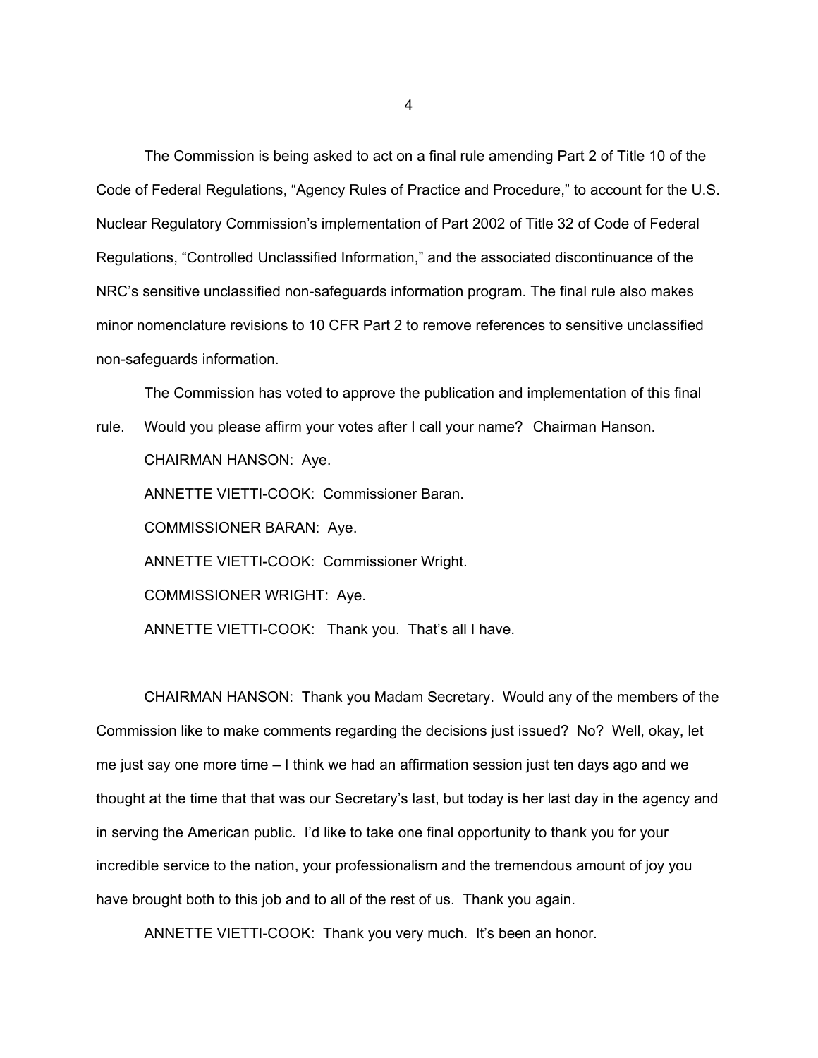The Commission is being asked to act on a final rule amending Part 2 of Title 10 of the Code of Federal Regulations, “Agency Rules of Practice and Procedure,” to account for the U.S. Nuclear Regulatory Commission’s implementation of Part 2002 of Title 32 of Code of Federal Regulations, “Controlled Unclassified Information,” and the associated discontinuance of the NRC’s sensitive unclassified non-safeguards information program. The final rule also makes minor nomenclature revisions to 10 CFR Part 2 to remove references to sensitive unclassified non-safeguards information.

The Commission has voted to approve the publication and implementation of this final rule. Would you please affirm your votes after I call your name? Chairman Hanson.

CHAIRMAN HANSON: Aye.

ANNETTE VIETTI-COOK: Commissioner Baran.

COMMISSIONER BARAN: Aye.

ANNETTE VIETTI-COOK: Commissioner Wright.

COMMISSIONER WRIGHT: Aye.

ANNETTE VIETTI-COOK: Thank you. That’s all I have.

CHAIRMAN HANSON: Thank you Madam Secretary. Would any of the members of the Commission like to make comments regarding the decisions just issued? No? Well, okay, let me just say one more time – I think we had an affirmation session just ten days ago and we thought at the time that that was our Secretary’s last, but today is her last day in the agency and in serving the American public. I’d like to take one final opportunity to thank you for your incredible service to the nation, your professionalism and the tremendous amount of joy you have brought both to this job and to all of the rest of us. Thank you again.

ANNETTE VIETTI-COOK: Thank you very much. It’s been an honor.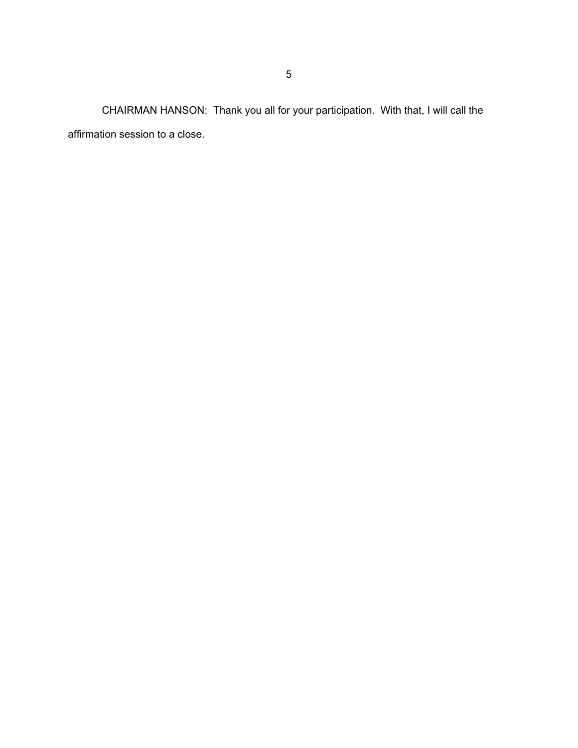CHAIRMAN HANSON: Thank you all for your participation. With that, I will call the affirmation session to a close.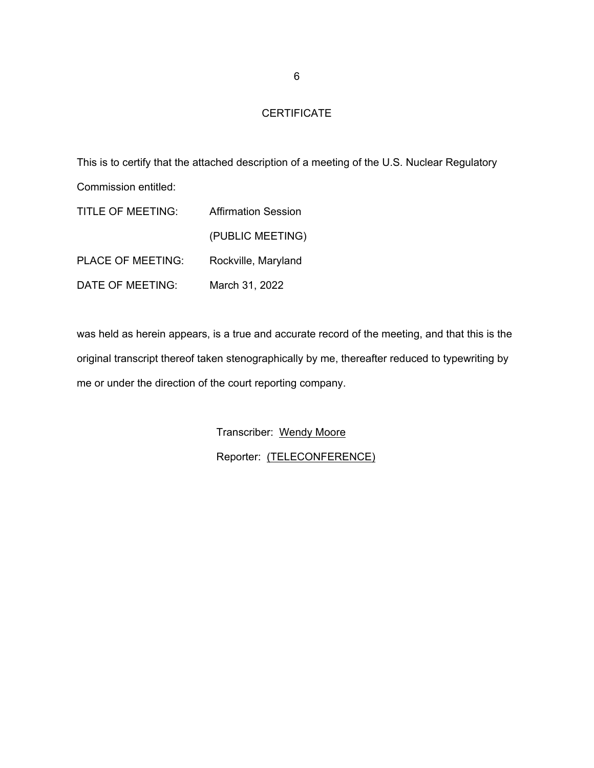# CERTIFICATE

This is to certify that the attached description of a meeting of the U.S. Nuclear Regulatory Commission entitled:

| | |
|---|---|
| TITLE OF MEETING: | Affirmation Session |
| | (PUBLIC MEETING) |
| PLACE OF MEETING: | Rockville, Maryland |
| DATE OF MEETING: | March 31, 2022 |

was held as herein appears, is a true and accurate record of the meeting, and that this is the original transcript thereof taken stenographically by me, thereafter reduced to typewriting by me or under the direction of the court reporting company.

Transcriber: Wendy Moore

Reporter: (TELECONFERENCE)